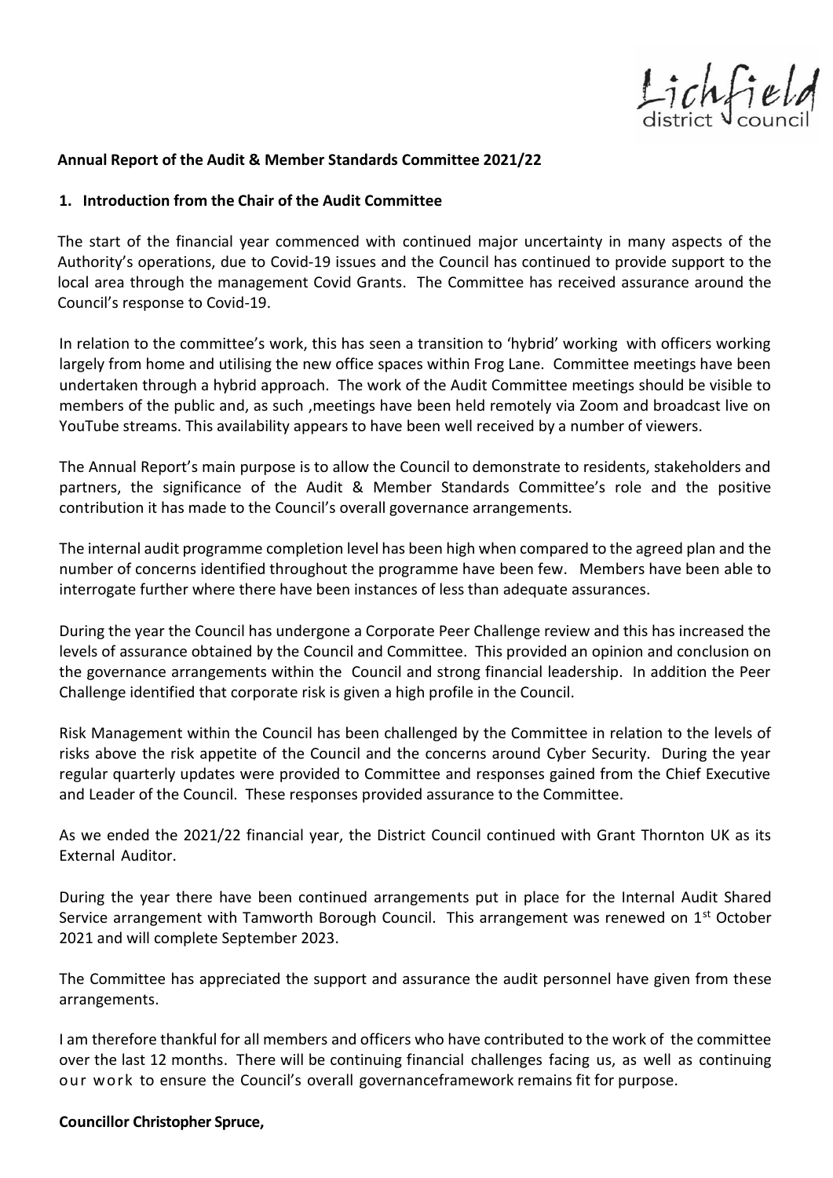**Annual Report of the Audit & Member Standards Committee 2021/22**

## 1. Introduction from the Chair of the Audit Committee

The start of the financial year commenced with continued major uncertainty in many aspects of the Authority's operations, due to Covid-19 issues and the Council has continued to provide support to the local area through the management Covid Grants. The Committee has received assurance around the Council's response to Covid-19.

In relation to the committee's work, this has seen a transition to 'hybrid' working with officers working largely from home and utilising the new office spaces within Frog Lane. Committee meetings have been undertaken through a hybrid approach. The work of the Audit Committee meetings should be visible to members of the public and, as such ,meetings have been held remotely via Zoom and broadcast live on YouTube streams. This availability appears to have been well received by a number of viewers.

The Annual Report's main purpose is to allow the Council to demonstrate to residents, stakeholders and partners, the significance of the Audit & Member Standards Committee's role and the positive contribution it has made to the Council's overall governance arrangements.

The internal audit programme completion level has been high when compared to the agreed plan and the number of concerns identified throughout the programme have been few. Members have been able to interrogate further where there have been instances of less than adequate assurances.

During the year the Council has undergone a Corporate Peer Challenge review and this has increased the levels of assurance obtained by the Council and Committee. This provided an opinion and conclusion on the governance arrangements within the Council and strong financial leadership. In addition the Peer Challenge identified that corporate risk is given a high profile in the Council.

Risk Management within the Council has been challenged by the Committee in relation to the levels of risks above the risk appetite of the Council and the concerns around Cyber Security. During the year regular quarterly updates were provided to Committee and responses gained from the Chief Executive and Leader of the Council. These responses provided assurance to the Committee.

As we ended the 2021/22 financial year, the District Council continued with Grant Thornton UK as its External Auditor.

During the year there have been continued arrangements put in place for the Internal Audit Shared Service arrangement with Tamworth Borough Council. This arrangement was renewed on 1st October 2021 and will complete September 2023.

The Committee has appreciated the support and assurance the audit personnel have given from these arrangements.

I am therefore thankful for all members and officers who have contributed to the work of the committee over the last 12 months. There will be continuing financial challenges facing us, as well as continuing our work to ensure the Council's overall governanceframework remains fit for purpose.

**Councillor Christopher Spruce,**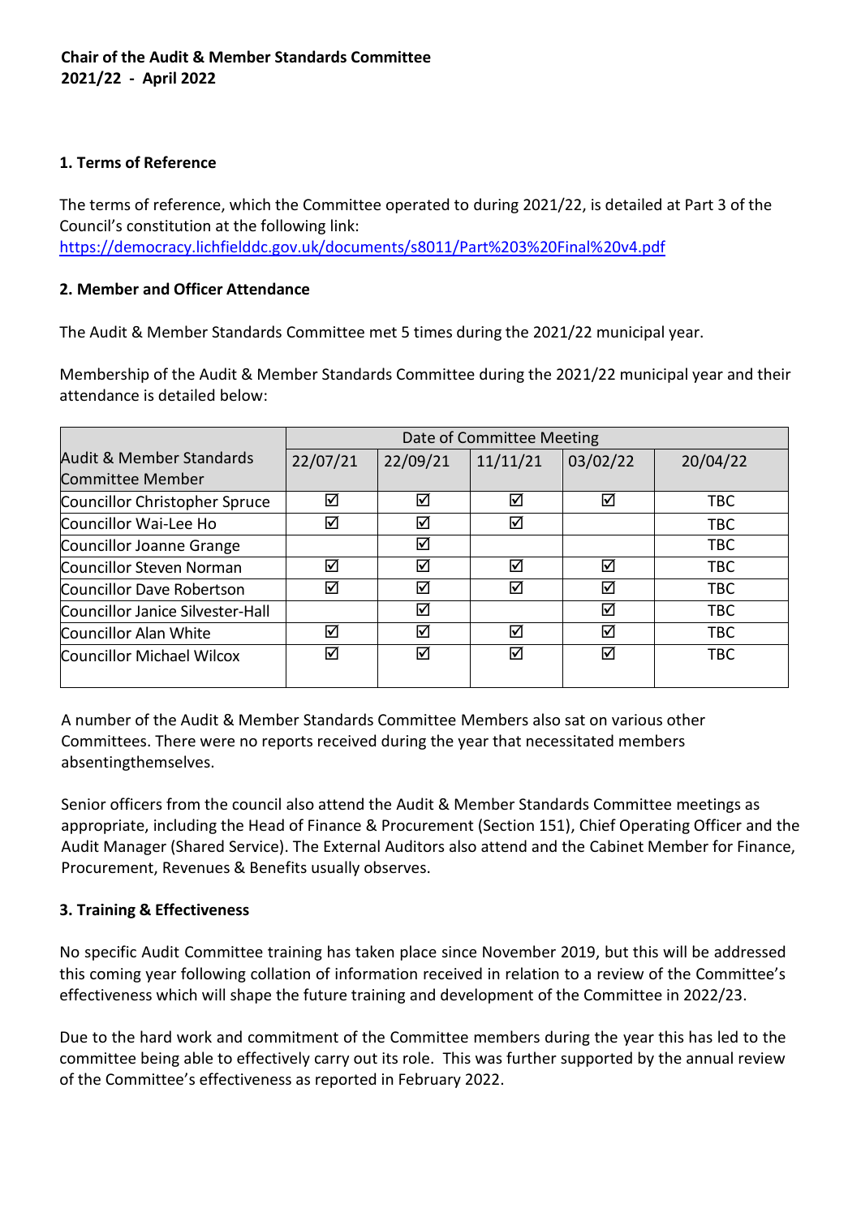**Chair of the Audit & Member Standards Committee**
**2021/22 - April 2022**

**1. Terms of Reference**

The terms of reference, which the Committee operated to during 2021/22, is detailed at Part 3 of the Council's constitution at the following link:
https://democracy.lichfielddc.gov.uk/documents/s8011/Part%203%20Final%20v4.pdf

**2. Member and Officer Attendance**

The Audit & Member Standards Committee met 5 times during the 2021/22 municipal year.

Membership of the Audit & Member Standards Committee during the 2021/22 municipal year and their attendance is detailed below:

| Audit & Member Standards Committee Member | Date of Committee Meeting | | | | |
|---|---|---|---|---|---|
| | 22/07/21 | 22/09/21 | 11/11/21 | 03/02/22 | 20/04/22 |
| Councillor Christopher Spruce | ☑ | ☑ | ☑ | ☑ | TBC |
| Councillor Wai-Lee Ho | ☑ | ☑ | ☑ | | TBC |
| Councillor Joanne Grange | | ☑ | | | TBC |
| Councillor Steven Norman | ☑ | ☑ | ☑ | ☑ | TBC |
| Councillor Dave Robertson | ☑ | ☑ | ☑ | ☑ | TBC |
| Councillor Janice Silvester-Hall | | ☑ | | ☑ | TBC |
| Councillor Alan White | ☑ | ☑ | ☑ | ☑ | TBC |
| Councillor Michael Wilcox | ☑ | ☑ | ☑ | ☑ | TBC |

A number of the Audit & Member Standards Committee Members also sat on various other Committees. There were no reports received during the year that necessitated members absentingthemselves.

Senior officers from the council also attend the Audit & Member Standards Committee meetings as appropriate, including the Head of Finance & Procurement (Section 151), Chief Operating Officer and the Audit Manager (Shared Service). The External Auditors also attend and the Cabinet Member for Finance, Procurement, Revenues & Benefits usually observes.

**3. Training & Effectiveness**

No specific Audit Committee training has taken place since November 2019, but this will be addressed this coming year following collation of information received in relation to a review of the Committee's effectiveness which will shape the future training and development of the Committee in 2022/23.

Due to the hard work and commitment of the Committee members during the year this has led to the committee being able to effectively carry out its role. This was further supported by the annual review of the Committee's effectiveness as reported in February 2022.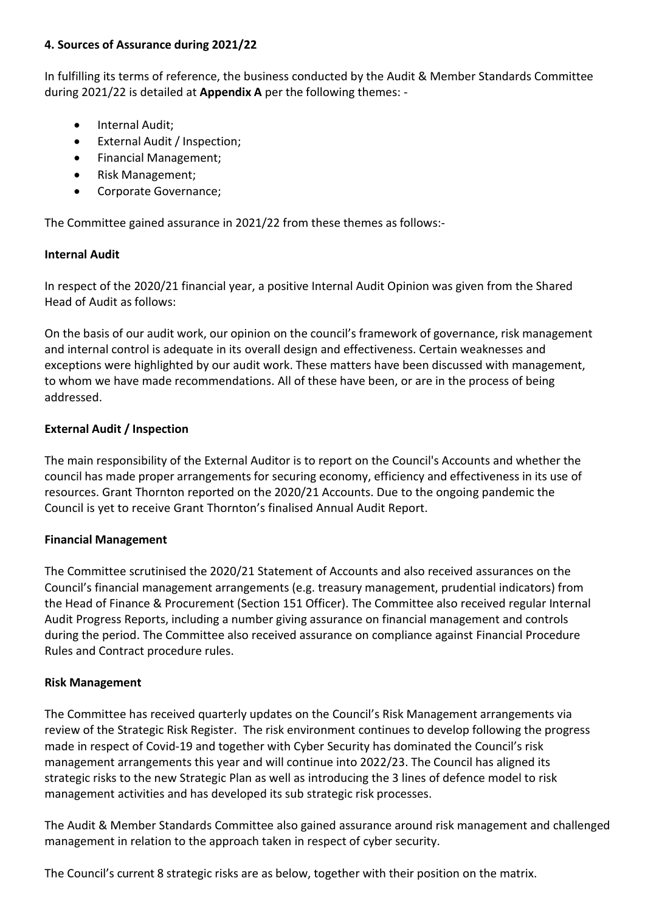**4. Sources of Assurance during 2021/22**

In fulfilling its terms of reference, the business conducted by the Audit & Member Standards Committee during 2021/22 is detailed at **Appendix A** per the following themes: -

- Internal Audit;
- External Audit / Inspection;
- Financial Management;
- Risk Management;
- Corporate Governance;

The Committee gained assurance in 2021/22 from these themes as follows:-

**Internal Audit**

In respect of the 2020/21 financial year, a positive Internal Audit Opinion was given from the Shared Head of Audit as follows:

On the basis of our audit work, our opinion on the council's framework of governance, risk management and internal control is adequate in its overall design and effectiveness. Certain weaknesses and exceptions were highlighted by our audit work. These matters have been discussed with management, to whom we have made recommendations. All of these have been, or are in the process of being addressed.

**External Audit / Inspection**

The main responsibility of the External Auditor is to report on the Council's Accounts and whether the council has made proper arrangements for securing economy, efficiency and effectiveness in its use of resources. Grant Thornton reported on the 2020/21 Accounts. Due to the ongoing pandemic the Council is yet to receive Grant Thornton's finalised Annual Audit Report.

**Financial Management**

The Committee scrutinised the 2020/21 Statement of Accounts and also received assurances on the Council's financial management arrangements (e.g. treasury management, prudential indicators) from the Head of Finance & Procurement (Section 151 Officer). The Committee also received regular Internal Audit Progress Reports, including a number giving assurance on financial management and controls during the period. The Committee also received assurance on compliance against Financial Procedure Rules and Contract procedure rules.

**Risk Management**

The Committee has received quarterly updates on the Council's Risk Management arrangements via review of the Strategic Risk Register. The risk environment continues to develop following the progress made in respect of Covid-19 and together with Cyber Security has dominated the Council's risk management arrangements this year and will continue into 2022/23. The Council has aligned its strategic risks to the new Strategic Plan as well as introducing the 3 lines of defence model to risk management activities and has developed its sub strategic risk processes.

The Audit & Member Standards Committee also gained assurance around risk management and challenged management in relation to the approach taken in respect of cyber security.

The Council's current 8 strategic risks are as below, together with their position on the matrix.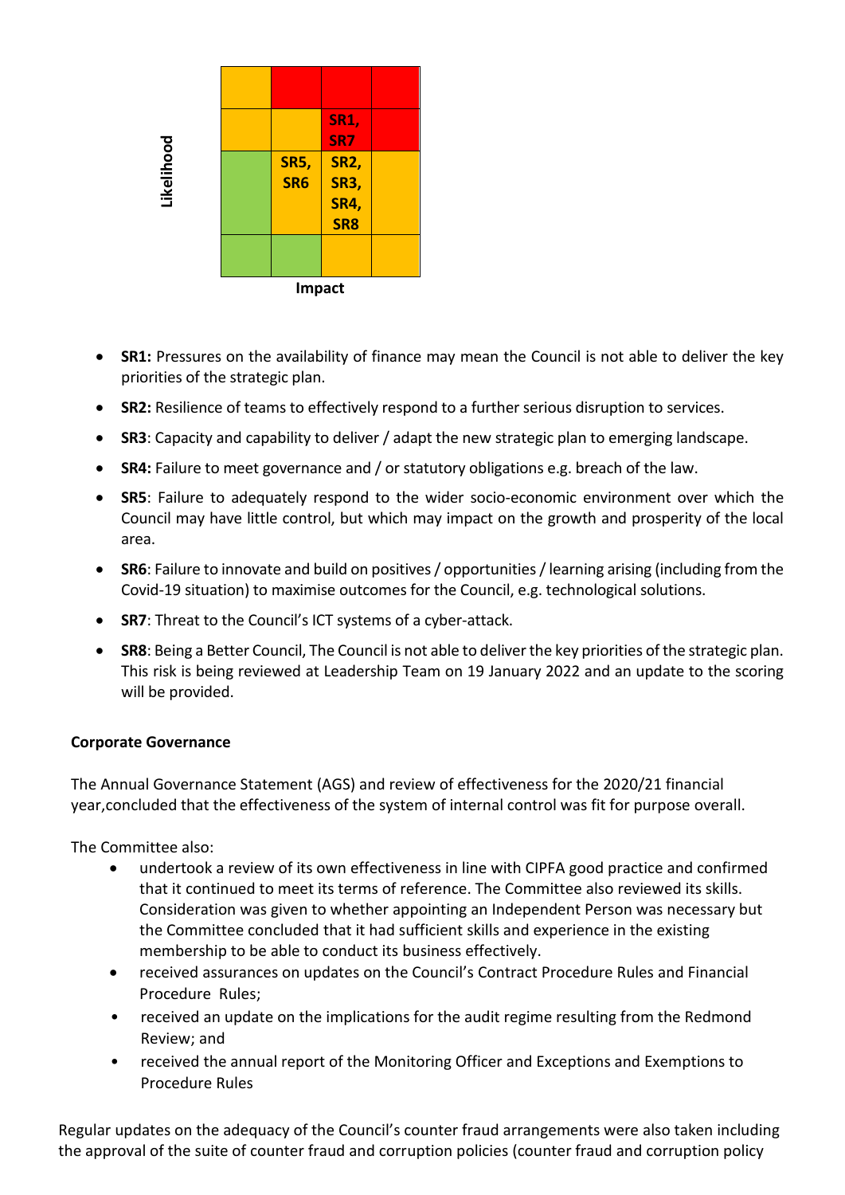| Likelihood | | | | |
|---|---|---|---|---|
| | | | | |
| | | | **SR1, SR7** | |
| | | **SR5, SR6** | **SR2, SR3, SR4, SR8** | |
| | | | | |
| | **Impact** | | | |

- **SR1:** Pressures on the availability of finance may mean the Council is not able to deliver the key priorities of the strategic plan.
- **SR2:** Resilience of teams to effectively respond to a further serious disruption to services.
- **SR3**: Capacity and capability to deliver / adapt the new strategic plan to emerging landscape.
- **SR4:** Failure to meet governance and / or statutory obligations e.g. breach of the law.
- **SR5**: Failure to adequately respond to the wider socio-economic environment over which the Council may have little control, but which may impact on the growth and prosperity of the local area.
- **SR6**: Failure to innovate and build on positives / opportunities / learning arising (including from the Covid-19 situation) to maximise outcomes for the Council, e.g. technological solutions.
- **SR7**: Threat to the Council's ICT systems of a cyber-attack.
- **SR8**: Being a Better Council, The Council is not able to deliver the key priorities of the strategic plan. This risk is being reviewed at Leadership Team on 19 January 2022 and an update to the scoring will be provided.

**Corporate Governance**

The Annual Governance Statement (AGS) and review of effectiveness for the 2020/21 financial year,concluded that the effectiveness of the system of internal control was fit for purpose overall.

The Committee also:

- undertook a review of its own effectiveness in line with CIPFA good practice and confirmed that it continued to meet its terms of reference. The Committee also reviewed its skills. Consideration was given to whether appointing an Independent Person was necessary but the Committee concluded that it had sufficient skills and experience in the existing membership to be able to conduct its business effectively.
- received assurances on updates on the Council's Contract Procedure Rules and Financial Procedure Rules;
- received an update on the implications for the audit regime resulting from the Redmond Review; and
- received the annual report of the Monitoring Officer and Exceptions and Exemptions to Procedure Rules

Regular updates on the adequacy of the Council's counter fraud arrangements were also taken including the approval of the suite of counter fraud and corruption policies (counter fraud and corruption policy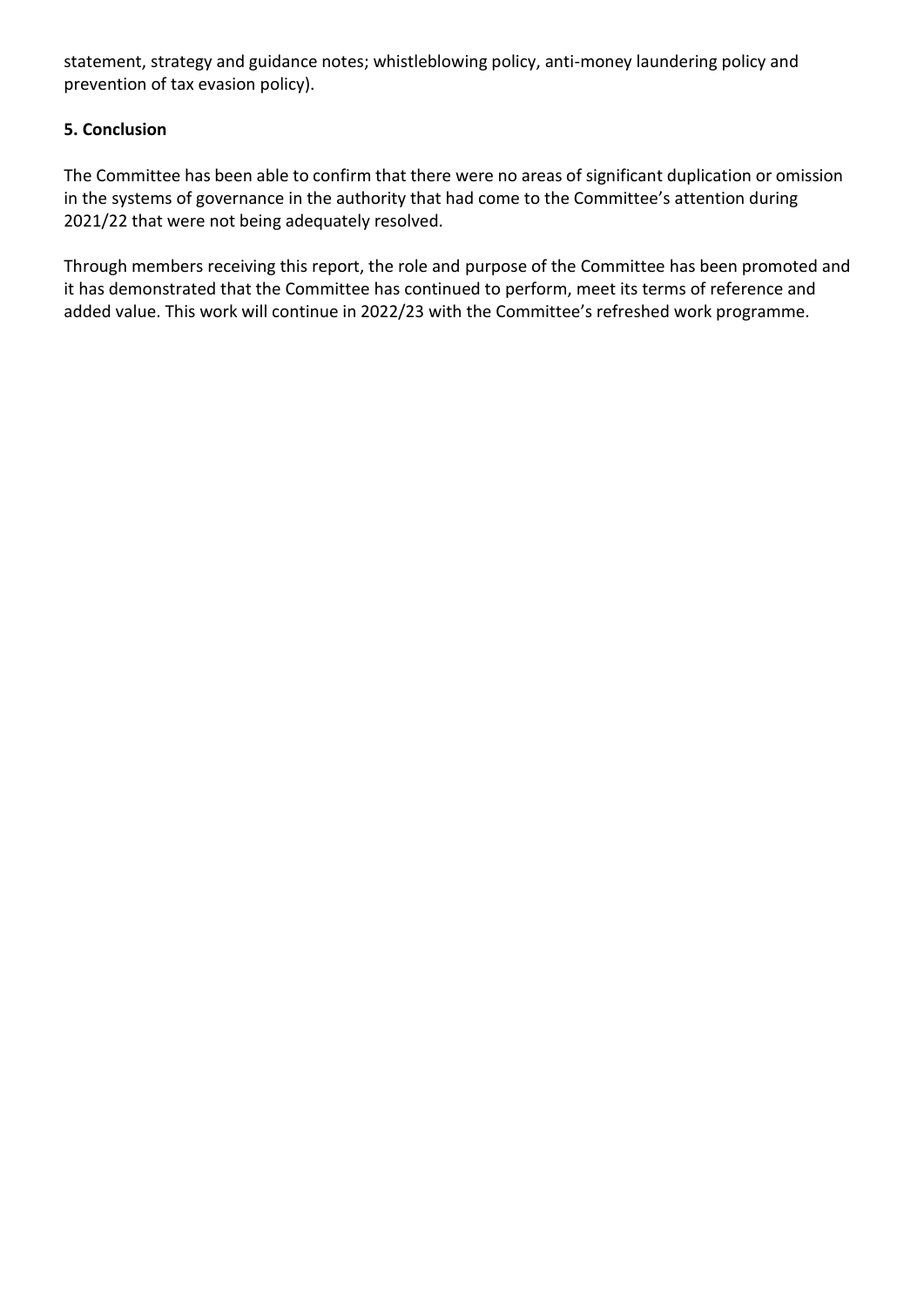statement, strategy and guidance notes; whistleblowing policy, anti-money laundering policy and prevention of tax evasion policy).

**5. Conclusion**

The Committee has been able to confirm that there were no areas of significant duplication or omission in the systems of governance in the authority that had come to the Committee's attention during 2021/22 that were not being adequately resolved.

Through members receiving this report, the role and purpose of the Committee has been promoted and it has demonstrated that the Committee has continued to perform, meet its terms of reference and added value. This work will continue in 2022/23 with the Committee's refreshed work programme.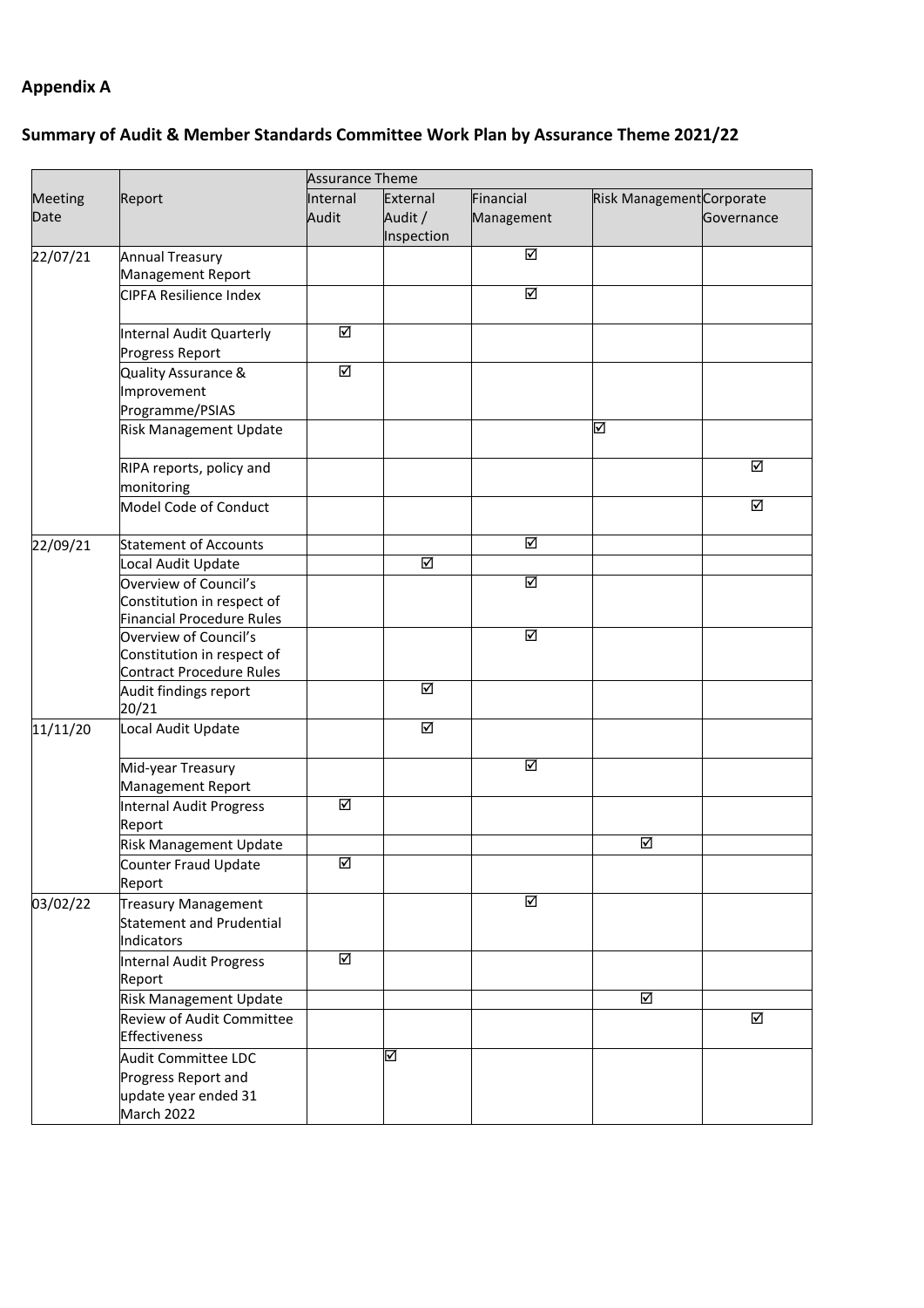**Appendix A**

**Summary of Audit & Member Standards Committee Work Plan by Assurance Theme 2021/22**

| Meeting Date | Report | Assurance Theme | | | | |
|---|---|---|---|---|---|---|
| | | Internal Audit | External Audit / Inspection | Financial Management | Risk Management | Corporate Governance |
| 22/07/21 | Annual Treasury Management Report | | | ☑ | | |
| | CIPFA Resilience Index | | | ☑ | | |
| | Internal Audit Quarterly Progress Report | ☑ | | | | |
| | Quality Assurance & Improvement Programme/PSIAS | ☑ | | | | |
| | Risk Management Update | | | | ☑ | |
| | RIPA reports, policy and monitoring | | | | | ☑ |
| | Model Code of Conduct | | | | | ☑ |
| 22/09/21 | Statement of Accounts | | | ☑ | | |
| | Local Audit Update | | ☑ | | | |
| | Overview of Council's Constitution in respect of Financial Procedure Rules | | | ☑ | | |
| | Overview of Council's Constitution in respect of Contract Procedure Rules | | | ☑ | | |
| | Audit findings report 20/21 | | ☑ | | | |
| 11/11/20 | Local Audit Update | | ☑ | | | |
| | Mid-year Treasury Management Report | | | ☑ | | |
| | Internal Audit Progress Report | ☑ | | | | |
| | Risk Management Update | | | | ☑ | |
| | Counter Fraud Update Report | ☑ | | | | |
| 03/02/22 | Treasury Management Statement and Prudential Indicators | | | ☑ | | |
| | Internal Audit Progress Report | ☑ | | | | |
| | Risk Management Update | | | | ☑ | |
| | Review of Audit Committee Effectiveness | | | | | ☑ |
| | Audit Committee LDC Progress Report and update year ended 31 March 2022 | | ☑ | | | |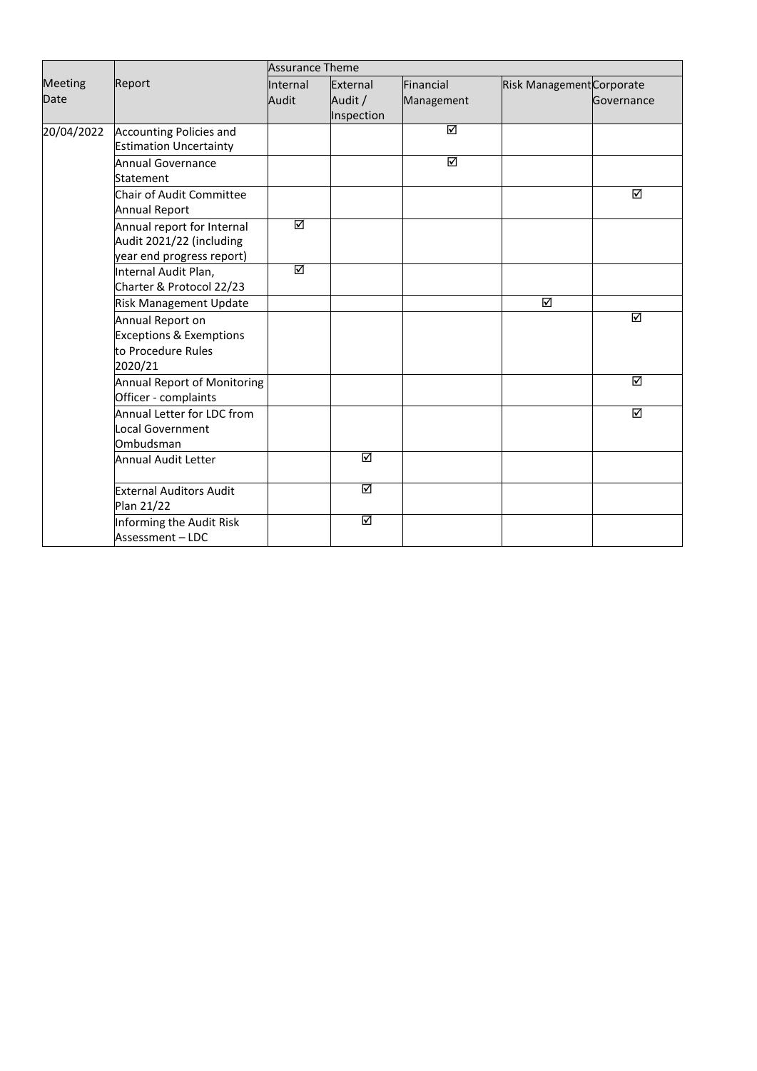| Meeting Date | Report | Assurance Theme | | | | |
|---|---|---|---|---|---|---|
| | | Internal Audit | External Audit / Inspection | Financial Management | Risk Management | Corporate Governance |
| 20/04/2022 | Accounting Policies and Estimation Uncertainty | | | ☑ | | |
| | Annual Governance Statement | | | ☑ | | |
| | Chair of Audit Committee Annual Report | | | | | ☑ |
| | Annual report for Internal Audit 2021/22 (including year end progress report) | ☑ | | | | |
| | Internal Audit Plan, Charter & Protocol 22/23 | ☑ | | | | |
| | Risk Management Update | | | | ☑ | |
| | Annual Report on Exceptions & Exemptions to Procedure Rules 2020/21 | | | | | ☑ |
| | Annual Report of Monitoring Officer - complaints | | | | | ☑ |
| | Annual Letter for LDC from Local Government Ombudsman | | | | | ☑ |
| | Annual Audit Letter | | ☑ | | | |
| | External Auditors Audit Plan 21/22 | | ☑ | | | |
| | Informing the Audit Risk Assessment – LDC | | ☑ | | | |